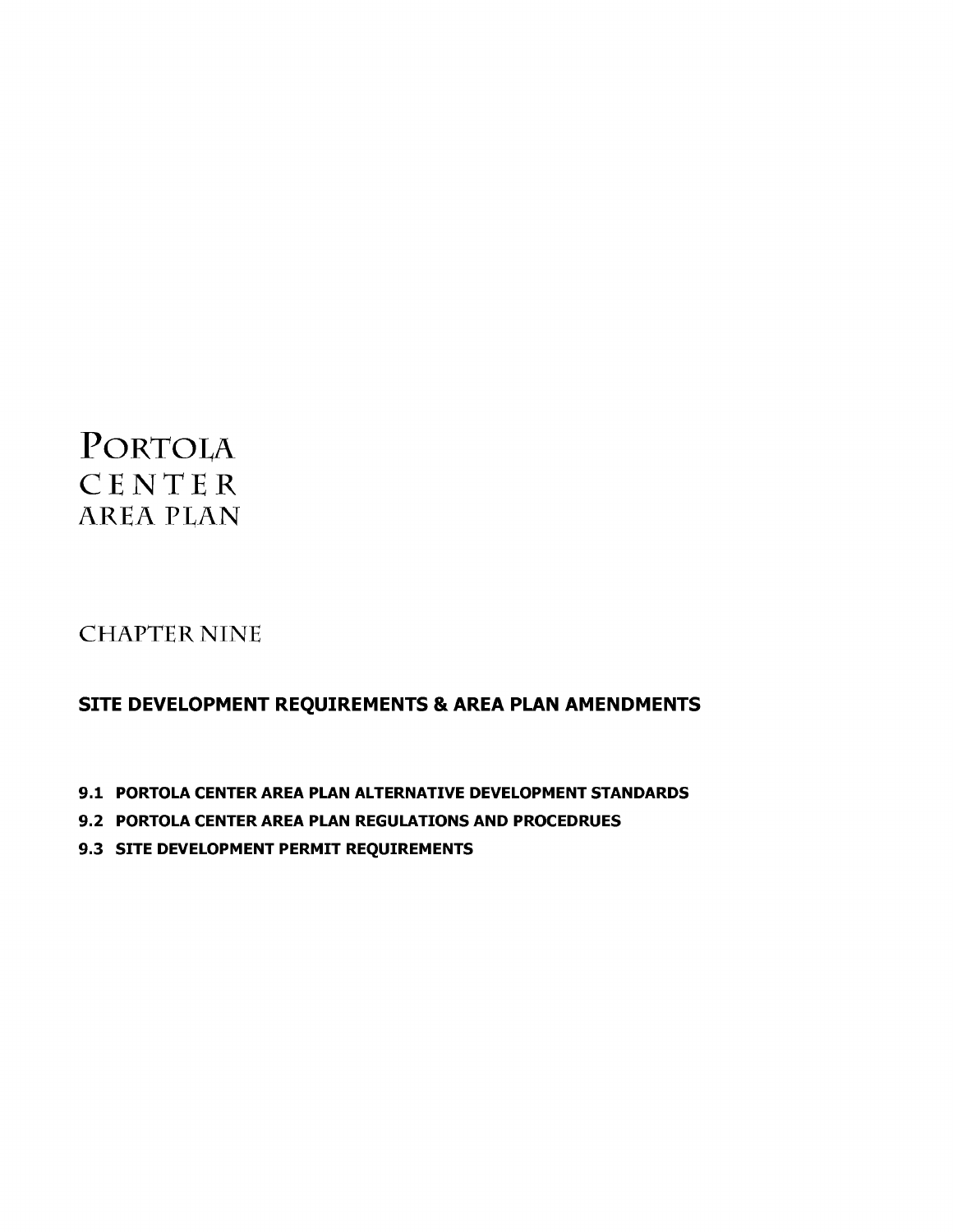# PORTOLA CENTER AREA PLAN

## CHAPTER NINE

### SITE DEVELOPMENT REQUIREMENTS & AREA PLAN AMENDMENTS

**9.1 PORTOLA CENTER AREA PLAN ALTERNATIVE DEVELOPMENT STANDARDS**

**9.2 PORTOLA CENTER AREA PLAN REGULATIONS AND PROCEDRUES**

**9.3 SITE DEVELOPMENT PERMIT REQUIREMENTS**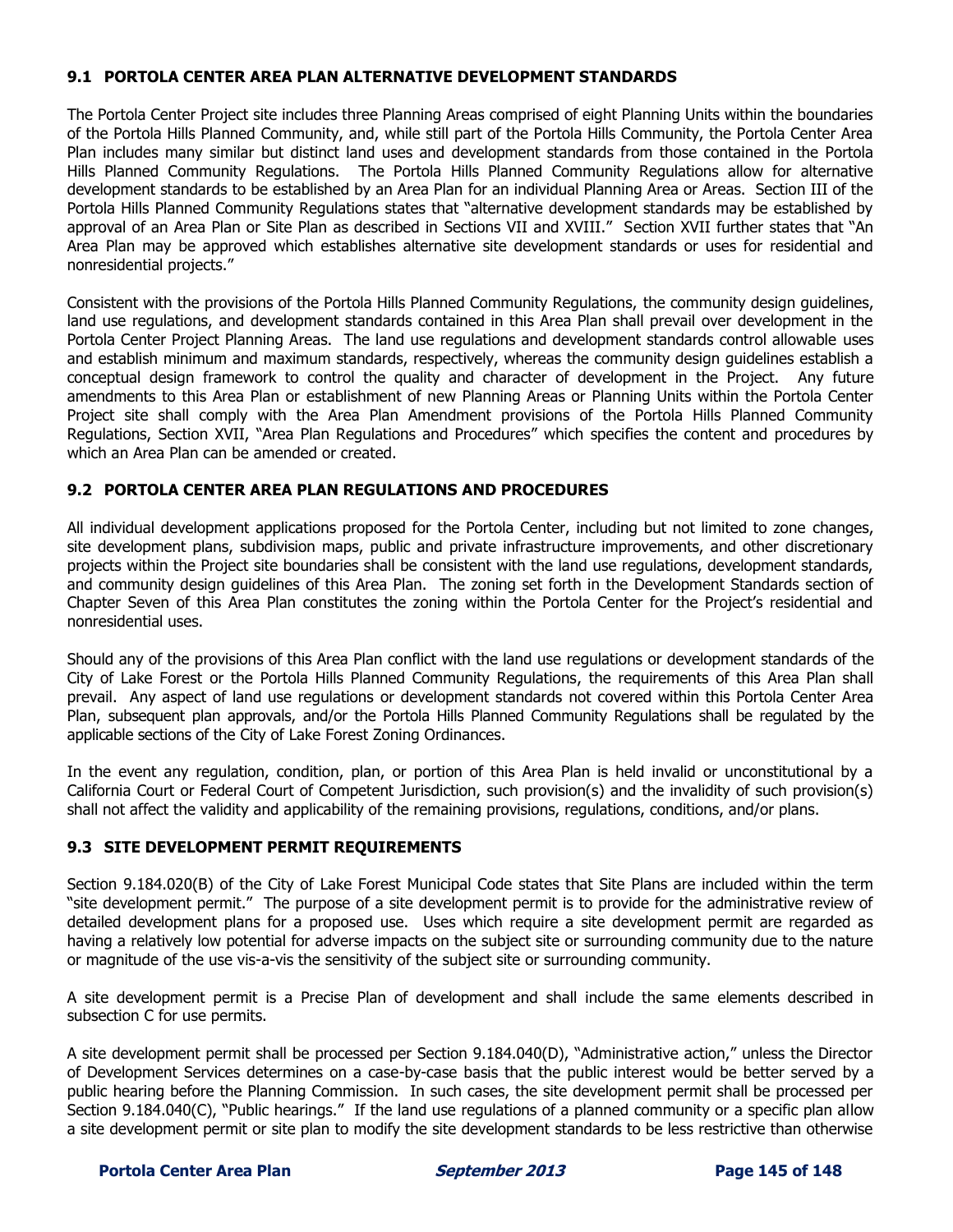### 9.1 PORTOLA CENTER AREA PLAN ALTERNATIVE DEVELOPMENT STANDARDS

The Portola Center Project site includes three Planning Areas comprised of eight Planning Units within the boundaries of the Portola Hills Planned Community, and, while still part of the Portola Hills Community, the Portola Center Area Plan includes many similar but distinct land uses and development standards from those contained in the Portola Hills Planned Community Regulations. The Portola Hills Planned Community Regulations allow for alternative development standards to be established by an Area Plan for an individual Planning Area or Areas. Section III of the Portola Hills Planned Community Regulations states that "alternative development standards may be established by approval of an Area Plan or Site Plan as described in Sections VII and XVIII." Section XVII further states that "An Area Plan may be approved which establishes alternative site development standards or uses for residential and nonresidential projects."

Consistent with the provisions of the Portola Hills Planned Community Regulations, the community design guidelines, land use regulations, and development standards contained in this Area Plan shall prevail over development in the Portola Center Project Planning Areas. The land use regulations and development standards control allowable uses and establish minimum and maximum standards, respectively, whereas the community design guidelines establish a conceptual design framework to control the quality and character of development in the Project. Any future amendments to this Area Plan or establishment of new Planning Areas or Planning Units within the Portola Center Project site shall comply with the Area Plan Amendment provisions of the Portola Hills Planned Community Regulations, Section XVII, "Area Plan Regulations and Procedures" which specifies the content and procedures by which an Area Plan can be amended or created.

### 9.2 PORTOLA CENTER AREA PLAN REGULATIONS AND PROCEDURES

All individual development applications proposed for the Portola Center, including but not limited to zone changes, site development plans, subdivision maps, public and private infrastructure improvements, and other discretionary projects within the Project site boundaries shall be consistent with the land use regulations, development standards, and community design guidelines of this Area Plan. The zoning set forth in the Development Standards section of Chapter Seven of this Area Plan constitutes the zoning within the Portola Center for the Project's residential and nonresidential uses.

Should any of the provisions of this Area Plan conflict with the land use regulations or development standards of the City of Lake Forest or the Portola Hills Planned Community Regulations, the requirements of this Area Plan shall prevail. Any aspect of land use regulations or development standards not covered within this Portola Center Area Plan, subsequent plan approvals, and/or the Portola Hills Planned Community Regulations shall be regulated by the applicable sections of the City of Lake Forest Zoning Ordinances.

In the event any regulation, condition, plan, or portion of this Area Plan is held invalid or unconstitutional by a California Court or Federal Court of Competent Jurisdiction, such provision(s) and the invalidity of such provision(s) shall not affect the validity and applicability of the remaining provisions, regulations, conditions, and/or plans.

### 9.3 SITE DEVELOPMENT PERMIT REQUIREMENTS

Section 9.184.020(B) of the City of Lake Forest Municipal Code states that Site Plans are included within the term "site development permit." The purpose of a site development permit is to provide for the administrative review of detailed development plans for a proposed use. Uses which require a site development permit are regarded as having a relatively low potential for adverse impacts on the subject site or surrounding community due to the nature or magnitude of the use vis-a-vis the sensitivity of the subject site or surrounding community.

A site development permit is a Precise Plan of development and shall include the same elements described in subsection C for use permits.

A site development permit shall be processed per Section 9.184.040(D), "Administrative action," unless the Director of Development Services determines on a case-by-case basis that the public interest would be better served by a public hearing before the Planning Commission. In such cases, the site development permit shall be processed per Section 9.184.040(C), "Public hearings." If the land use regulations of a planned community or a specific plan allow a site development permit or site plan to modify the site development standards to be less restrictive than otherwise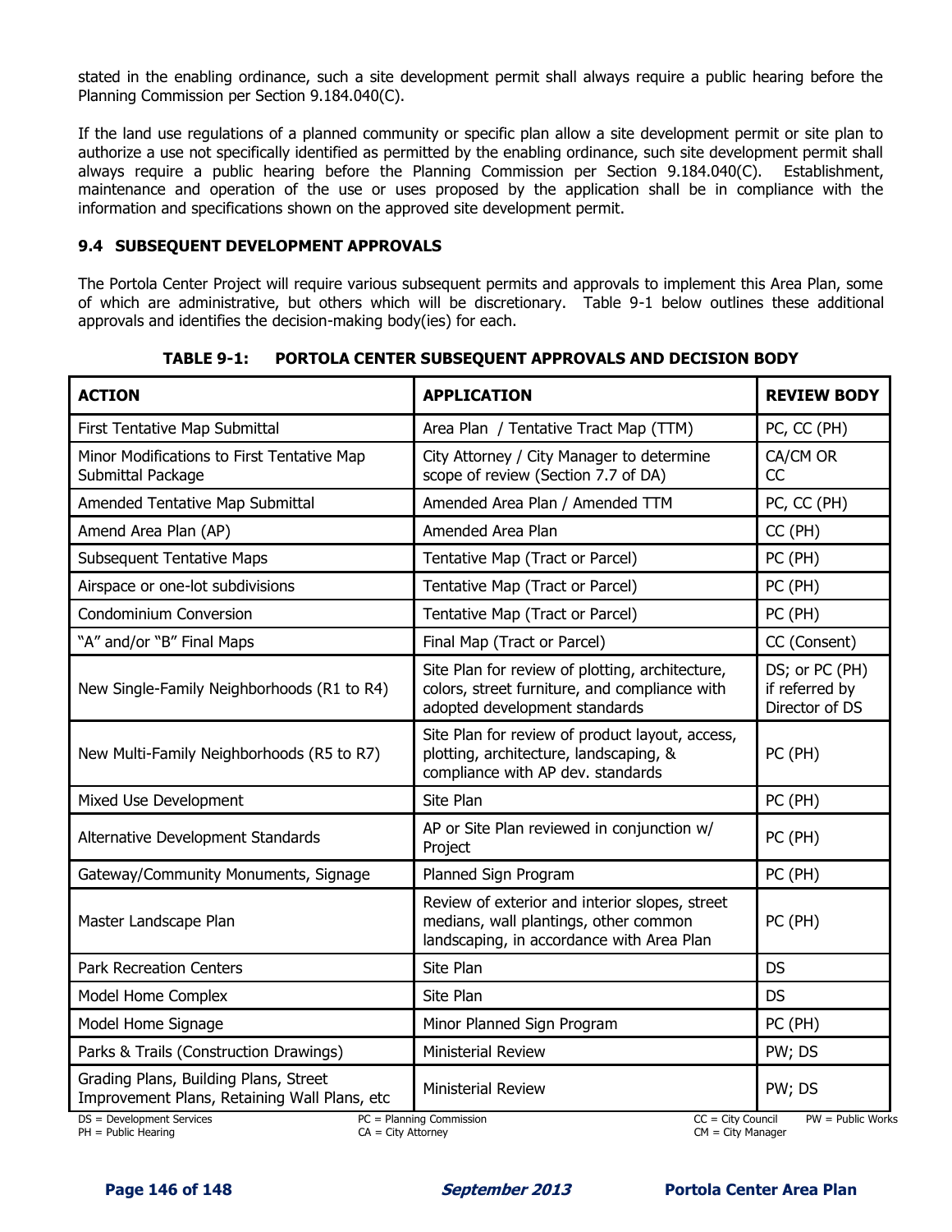stated in the enabling ordinance, such a site development permit shall always require a public hearing before the Planning Commission per Section 9.184.040(C).

If the land use regulations of a planned community or specific plan allow a site development permit or site plan to authorize a use not specifically identified as permitted by the enabling ordinance, such site development permit shall always require a public hearing before the Planning Commission per Section 9.184.040(C). Establishment, maintenance and operation of the use or uses proposed by the application shall be in compliance with the information and specifications shown on the approved site development permit.

### 9.4 SUBSEQUENT DEVELOPMENT APPROVALS

The Portola Center Project will require various subsequent permits and approvals to implement this Area Plan, some of which are administrative, but others which will be discretionary. Table 9-1 below outlines these additional approvals and identifies the decision-making body(ies) for each.

**TABLE 9-1: PORTOLA CENTER SUBSEQUENT APPROVALS AND DECISION BODY**

| ACTION | APPLICATION | REVIEW BODY |
|---|---|---|
| First Tentative Map Submittal | Area Plan / Tentative Tract Map (TTM) | PC, CC (PH) |
| Minor Modifications to First Tentative Map Submittal Package | City Attorney / City Manager to determine scope of review (Section 7.7 of DA) | CA/CM OR CC |
| Amended Tentative Map Submittal | Amended Area Plan / Amended TTM | PC, CC (PH) |
| Amend Area Plan (AP) | Amended Area Plan | CC (PH) |
| Subsequent Tentative Maps | Tentative Map (Tract or Parcel) | PC (PH) |
| Airspace or one-lot subdivisions | Tentative Map (Tract or Parcel) | PC (PH) |
| Condominium Conversion | Tentative Map (Tract or Parcel) | PC (PH) |
| "A" and/or "B" Final Maps | Final Map (Tract or Parcel) | CC (Consent) |
| New Single-Family Neighborhoods (R1 to R4) | Site Plan for review of plotting, architecture, colors, street furniture, and compliance with adopted development standards | DS; or PC (PH) if referred by Director of DS |
| New Multi-Family Neighborhoods (R5 to R7) | Site Plan for review of product layout, access, plotting, architecture, landscaping, & compliance with AP dev. standards | PC (PH) |
| Mixed Use Development | Site Plan | PC (PH) |
| Alternative Development Standards | AP or Site Plan reviewed in conjunction w/ Project | PC (PH) |
| Gateway/Community Monuments, Signage | Planned Sign Program | PC (PH) |
| Master Landscape Plan | Review of exterior and interior slopes, street medians, wall plantings, other common landscaping, in accordance with Area Plan | PC (PH) |
| Park Recreation Centers | Site Plan | DS |
| Model Home Complex | Site Plan | DS |
| Model Home Signage | Minor Planned Sign Program | PC (PH) |
| Parks & Trails (Construction Drawings) | Ministerial Review | PW; DS |
| Grading Plans, Building Plans, Street Improvement Plans, Retaining Wall Plans, etc | Ministerial Review | PW; DS |

DS = Development Services    PC = Planning Commission    CC = City Council    PW = Public Works
PH = Public Hearing    CA = City Attorney    CM = City Manager